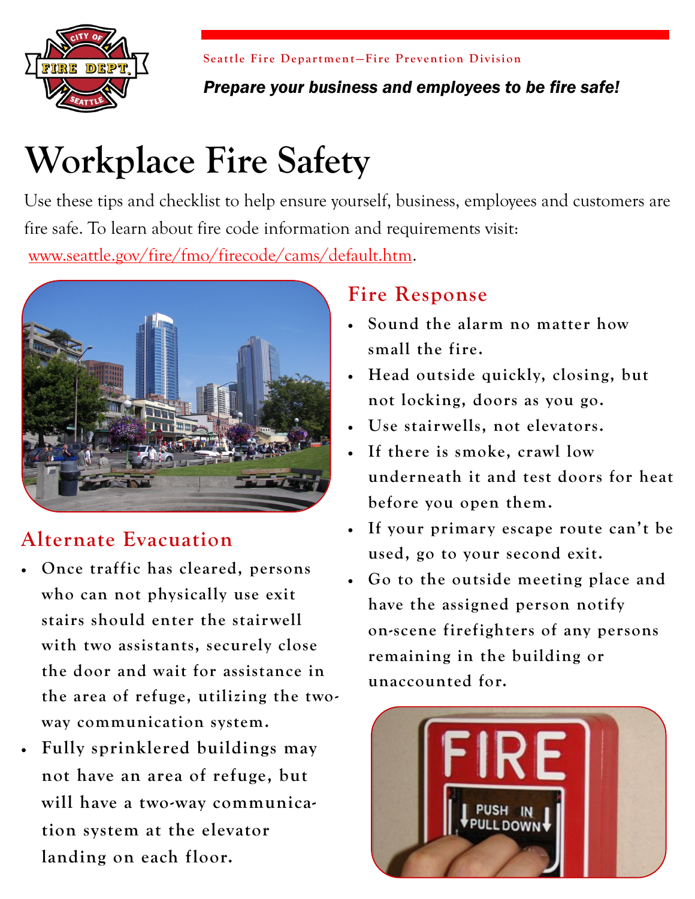Seattle Fire Department—Fire Prevention Division

*Prepare your business and employees to be fire safe!*

# Workplace Fire Safety

Use these tips and checklist to help ensure yourself, business, employees and customers are fire safe. To learn about fire code information and requirements visit: www.seattle.gov/fire/fmo/firecode/cams/default.htm.

## Alternate Evacuation

- Once traffic has cleared, persons who can not physically use exit stairs should enter the stairwell with two assistants, securely close the door and wait for assistance in the area of refuge, utilizing the two-way communication system.
- Fully sprinklered buildings may not have an area of refuge, but will have a two-way communication system at the elevator landing on each floor.

## Fire Response

- Sound the alarm no matter how small the fire.
- Head outside quickly, closing, but not locking, doors as you go.
- Use stairwells, not elevators.
- If there is smoke, crawl low underneath it and test doors for heat before you open them.
- If your primary escape route can't be used, go to your second exit.
- Go to the outside meeting place and have the assigned person notify on-scene firefighters of any persons remaining in the building or unaccounted for.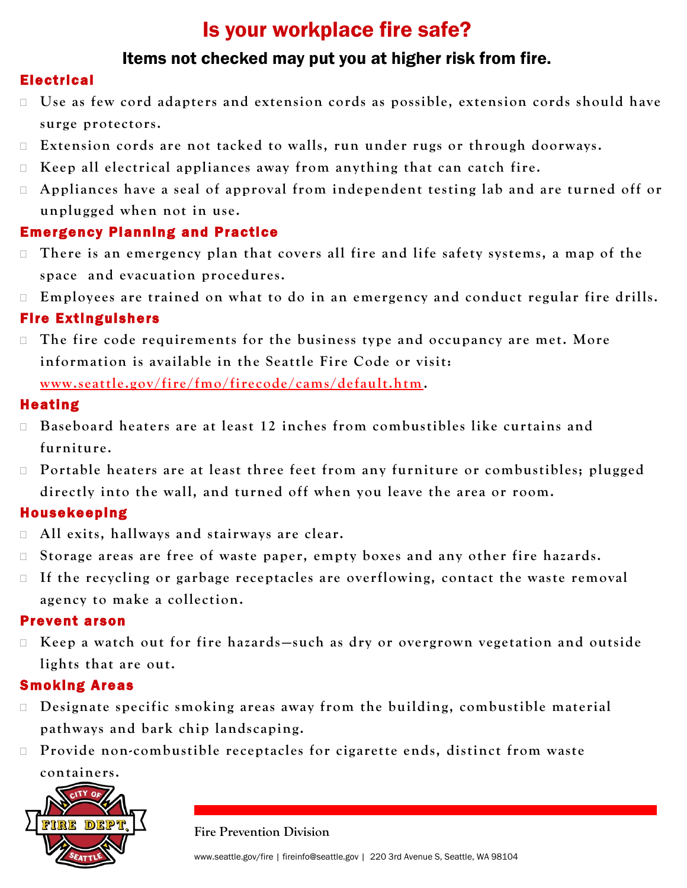# Is your workplace fire safe?

## Items not checked may put you at higher risk from fire.

### Electrical

- ☐ Use as few cord adapters and extension cords as possible, extension cords should have surge protectors.
- ☐ Extension cords are not tacked to walls, run under rugs or through doorways.
- ☐ Keep all electrical appliances away from anything that can catch fire.
- ☐ Appliances have a seal of approval from independent testing lab and are turned off or unplugged when not in use.

### Emergency Planning and Practice

- ☐ There is an emergency plan that covers all fire and life safety systems, a map of the space and evacuation procedures.
- ☐ Employees are trained on what to do in an emergency and conduct regular fire drills.

### Fire Extinguishers

- ☐ The fire code requirements for the business type and occupancy are met. More information is available in the Seattle Fire Code or visit: www.seattle.gov/fire/fmo/firecode/cams/default.htm.

### Heating

- ☐ Baseboard heaters are at least 12 inches from combustibles like curtains and furniture.
- ☐ Portable heaters are at least three feet from any furniture or combustibles; plugged directly into the wall, and turned off when you leave the area or room.

### Housekeeping

- ☐ All exits, hallways and stairways are clear.
- ☐ Storage areas are free of waste paper, empty boxes and any other fire hazards.
- ☐ If the recycling or garbage receptacles are overflowing, contact the waste removal agency to make a collection.

### Prevent arson

- ☐ Keep a watch out for fire hazards—such as dry or overgrown vegetation and outside lights that are out.

### Smoking Areas

- ☐ Designate specific smoking areas away from the building, combustible material pathways and bark chip landscaping.
- ☐ Provide non-combustible receptacles for cigarette ends, distinct from waste containers.

CITY OF FIRE DEPT. SEATTLE

Fire Prevention Division

www.seattle.gov/fire | fireinfo@seattle.gov | 220 3rd Avenue S, Seattle, WA 98104